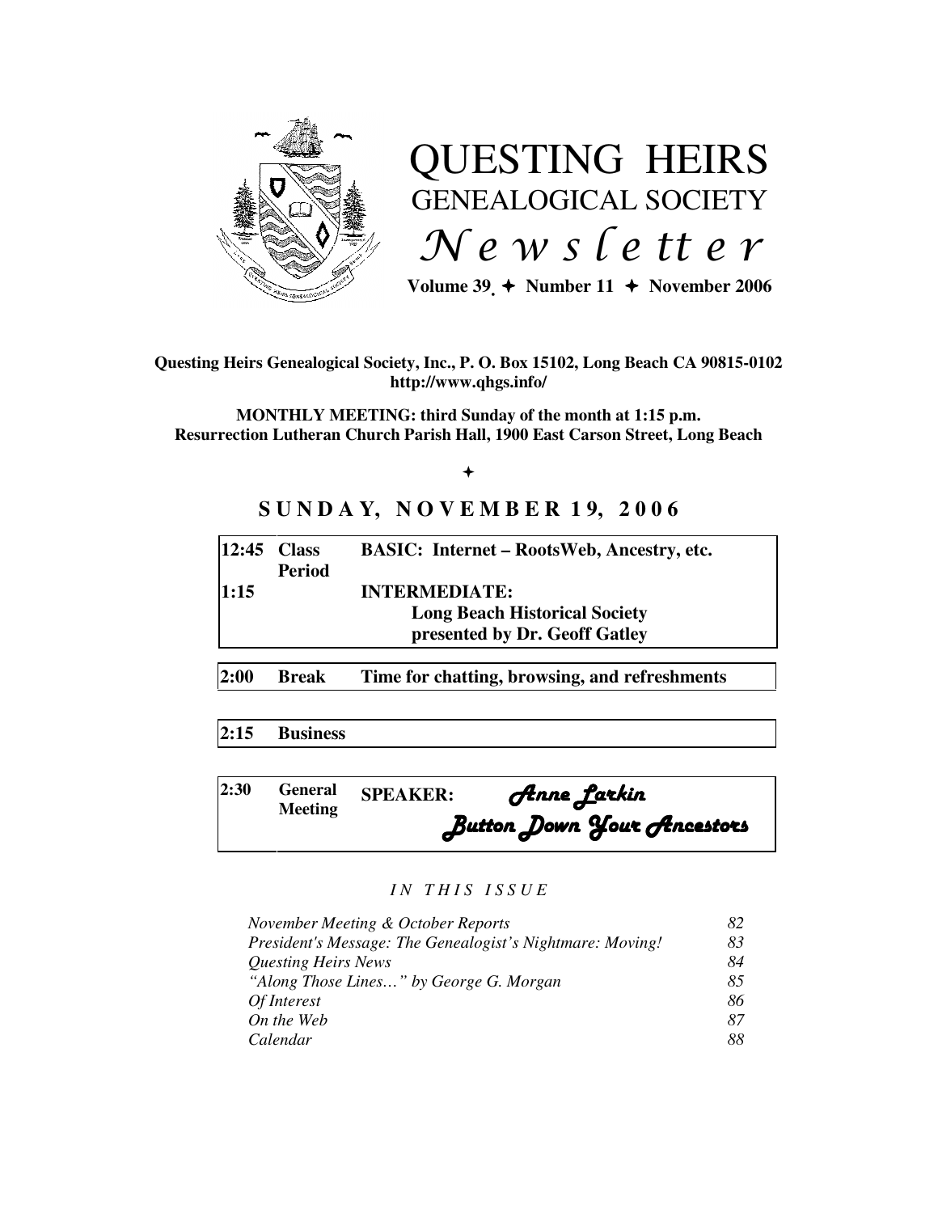# QUESTING HEIRS
## GENEALOGICAL SOCIETY
## *Newsletter*

**Volume 39 ✦ Number 11 ✦ November 2006**

**Questing Heirs Genealogical Society, Inc., P. O. Box 15102, Long Beach CA 90815-0102**
**http://www.qhgs.info/**

**MONTHLY MEETING: third Sunday of the month at 1:15 p.m.**
**Resurrection Lutheran Church Parish Hall, 1900 East Carson Street, Long Beach**

✦

## SUNDAY, NOVEMBER 19, 2006

| | | |
|---|---|---|
| **12:45** | **Class Period** | **BASIC: Internet – RootsWeb, Ancestry, etc.** |
| **1:15** | | **INTERMEDIATE: Long Beach Historical Society presented by Dr. Geoff Gatley** |

| | | |
|---|---|---|
| **2:00** | **Break** | **Time for chatting, browsing, and refreshments** |

| | |
|---|---|
| **2:15** | **Business** |

| | | |
|---|---|---|
| **2:30** | **General Meeting** | **SPEAKER:** *Anne Larkin* *Button Down Your Ancestors* |

*IN THIS ISSUE*

| | |
|---|---|
| *November Meeting & October Reports* | *82* |
| *President's Message: The Genealogist's Nightmare: Moving!* | *83* |
| *Questing Heirs News* | *84* |
| *"Along Those Lines…" by George G. Morgan* | *85* |
| *Of Interest* | *86* |
| *On the Web* | *87* |
| *Calendar* | *88* |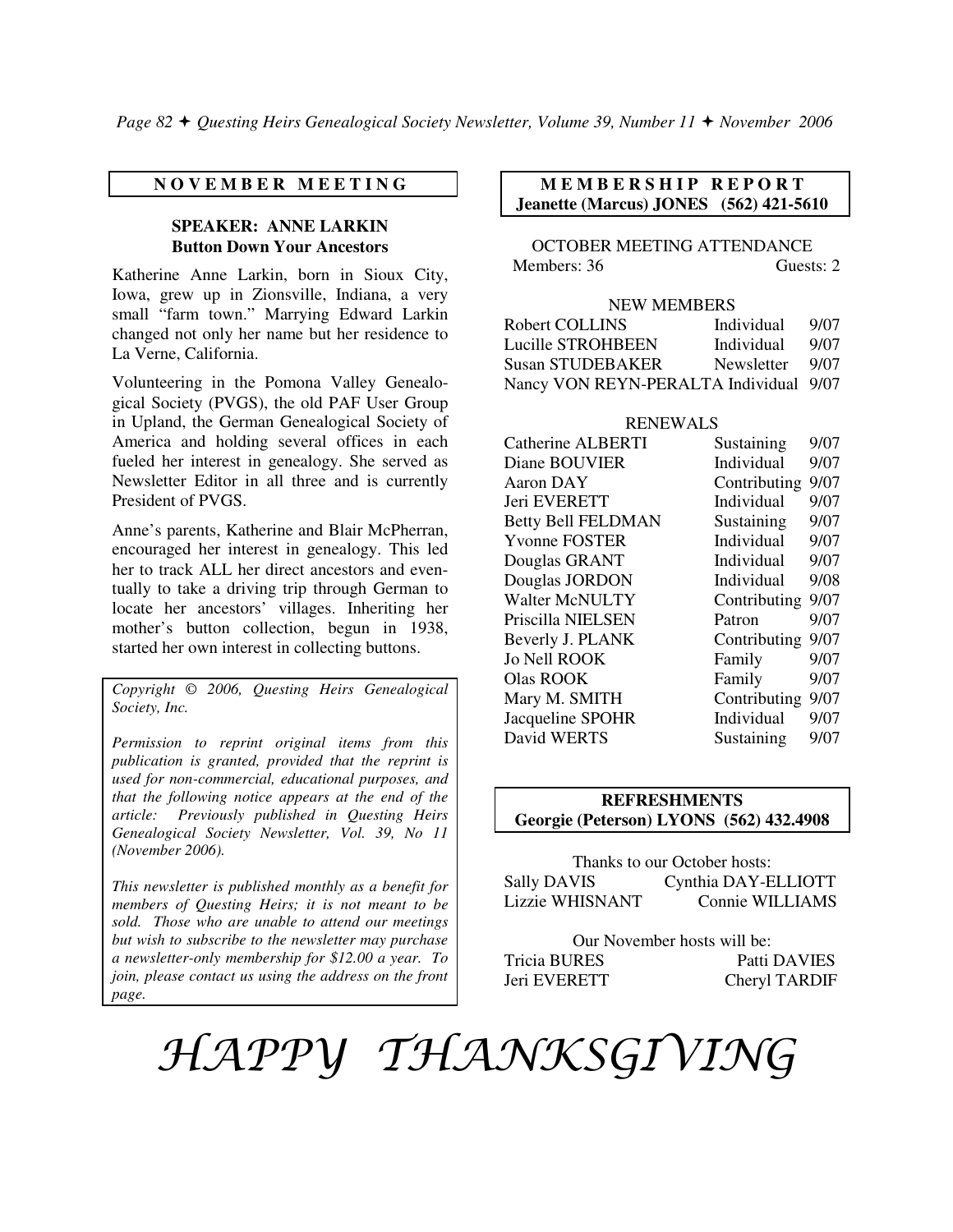## NOVEMBER MEETING

### SPEAKER: ANNE LARKIN
### Button Down Your Ancestors

Katherine Anne Larkin, born in Sioux City, Iowa, grew up in Zionsville, Indiana, a very small "farm town." Marrying Edward Larkin changed not only her name but her residence to La Verne, California.

Volunteering in the Pomona Valley Genealogical Society (PVGS), the old PAF User Group in Upland, the German Genealogical Society of America and holding several offices in each fueled her interest in genealogy. She served as Newsletter Editor in all three and is currently President of PVGS.

Anne's parents, Katherine and Blair McPherran, encouraged her interest in genealogy. This led her to track ALL her direct ancestors and eventually to take a driving trip through German to locate her ancestors' villages. Inheriting her mother's button collection, begun in 1938, started her own interest in collecting buttons.

*Copyright © 2006, Questing Heirs Genealogical Society, Inc.*

*Permission to reprint original items from this publication is granted, provided that the reprint is used for non-commercial, educational purposes, and that the following notice appears at the end of the article: Previously published in Questing Heirs Genealogical Society Newsletter, Vol. 39, No 11 (November 2006).*

*This newsletter is published monthly as a benefit for members of Questing Heirs; it is not meant to be sold. Those who are unable to attend our meetings but wish to subscribe to the newsletter may purchase a newsletter-only membership for $12.00 a year. To join, please contact us using the address on the front page.*

## MEMBERSHIP REPORT
**Jeanette (Marcus) JONES (562) 421-5610**

OCTOBER MEETING ATTENDANCE

Members: 36 Guests: 2

NEW MEMBERS

| Name | Type | Expires |
|---|---|---|
| Robert COLLINS | Individual | 9/07 |
| Lucille STROHBEEN | Individual | 9/07 |
| Susan STUDEBAKER | Newsletter | 9/07 |
| Nancy VON REYN-PERALTA | Individual | 9/07 |

RENEWALS

| Name | Type | Expires |
|---|---|---|
| Catherine ALBERTI | Sustaining | 9/07 |
| Diane BOUVIER | Individual | 9/07 |
| Aaron DAY | Contributing | 9/07 |
| Jeri EVERETT | Individual | 9/07 |
| Betty Bell FELDMAN | Sustaining | 9/07 |
| Yvonne FOSTER | Individual | 9/07 |
| Douglas GRANT | Individual | 9/07 |
| Douglas JORDON | Individual | 9/08 |
| Walter McNULTY | Contributing | 9/07 |
| Priscilla NIELSEN | Patron | 9/07 |
| Beverly J. PLANK | Contributing | 9/07 |
| Jo Nell ROOK | Family | 9/07 |
| Olas ROOK | Family | 9/07 |
| Mary M. SMITH | Contributing | 9/07 |
| Jacqueline SPOHR | Individual | 9/07 |
| David WERTS | Sustaining | 9/07 |

## REFRESHMENTS
**Georgie (Peterson) LYONS (562) 432.4908**

Thanks to our October hosts:

Sally DAVIS — Cynthia DAY-ELLIOTT
Lizzie WHISNANT — Connie WILLIAMS

Our November hosts will be:

Tricia BURES — Patti DAVIES
Jeri EVERETT — Cheryl TARDIF

# *HAPPY THANKSGIVING*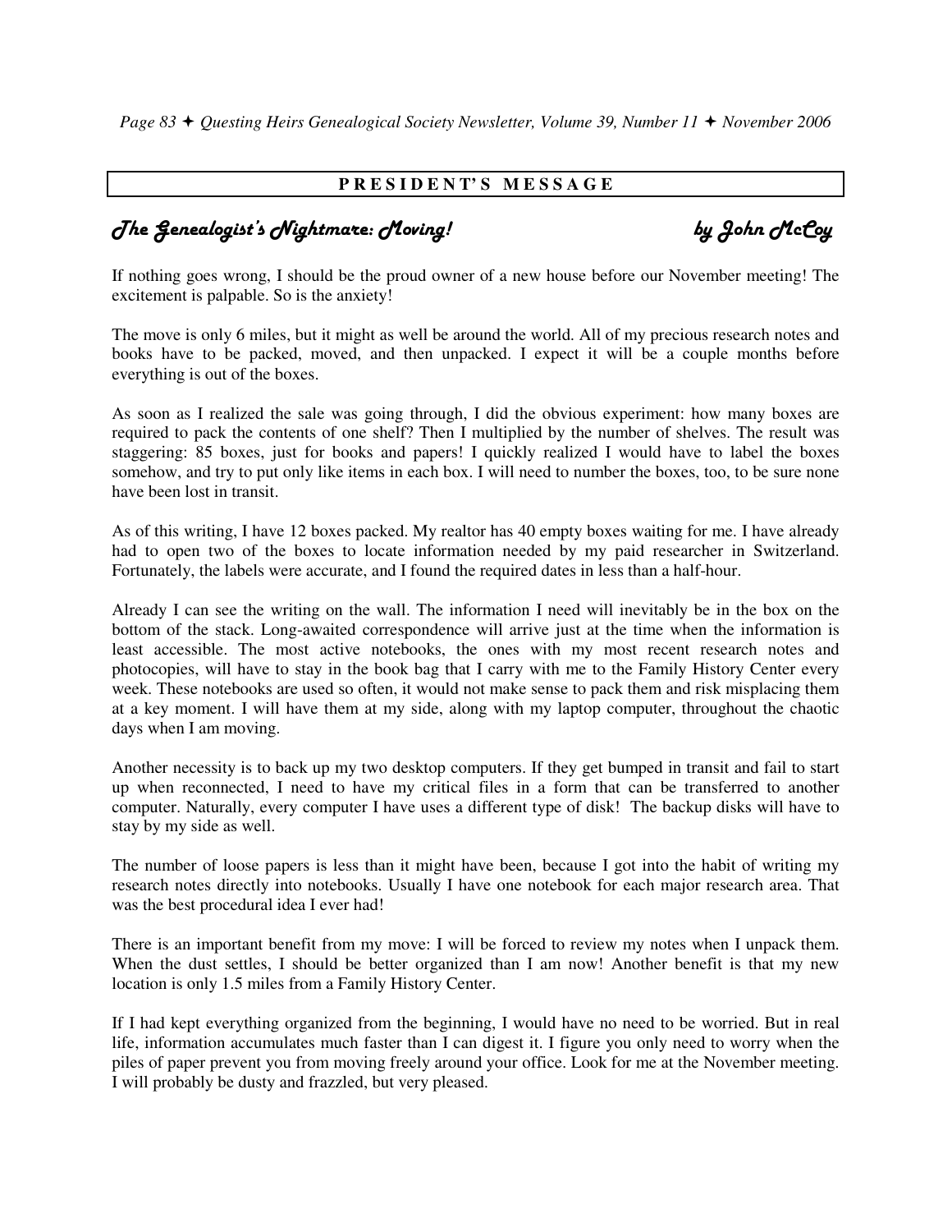## PRESIDENT'S MESSAGE

### *The Genealogist's Nightmare: Moving!* — *by John McCoy*

If nothing goes wrong, I should be the proud owner of a new house before our November meeting! The excitement is palpable. So is the anxiety!

The move is only 6 miles, but it might as well be around the world. All of my precious research notes and books have to be packed, moved, and then unpacked. I expect it will be a couple months before everything is out of the boxes.

As soon as I realized the sale was going through, I did the obvious experiment: how many boxes are required to pack the contents of one shelf? Then I multiplied by the number of shelves. The result was staggering: 85 boxes, just for books and papers! I quickly realized I would have to label the boxes somehow, and try to put only like items in each box. I will need to number the boxes, too, to be sure none have been lost in transit.

As of this writing, I have 12 boxes packed. My realtor has 40 empty boxes waiting for me. I have already had to open two of the boxes to locate information needed by my paid researcher in Switzerland. Fortunately, the labels were accurate, and I found the required dates in less than a half-hour.

Already I can see the writing on the wall. The information I need will inevitably be in the box on the bottom of the stack. Long-awaited correspondence will arrive just at the time when the information is least accessible. The most active notebooks, the ones with my most recent research notes and photocopies, will have to stay in the book bag that I carry with me to the Family History Center every week. These notebooks are used so often, it would not make sense to pack them and risk misplacing them at a key moment. I will have them at my side, along with my laptop computer, throughout the chaotic days when I am moving.

Another necessity is to back up my two desktop computers. If they get bumped in transit and fail to start up when reconnected, I need to have my critical files in a form that can be transferred to another computer. Naturally, every computer I have uses a different type of disk! The backup disks will have to stay by my side as well.

The number of loose papers is less than it might have been, because I got into the habit of writing my research notes directly into notebooks. Usually I have one notebook for each major research area. That was the best procedural idea I ever had!

There is an important benefit from my move: I will be forced to review my notes when I unpack them. When the dust settles, I should be better organized than I am now! Another benefit is that my new location is only 1.5 miles from a Family History Center.

If I had kept everything organized from the beginning, I would have no need to be worried. But in real life, information accumulates much faster than I can digest it. I figure you only need to worry when the piles of paper prevent you from moving freely around your office. Look for me at the November meeting. I will probably be dusty and frazzled, but very pleased.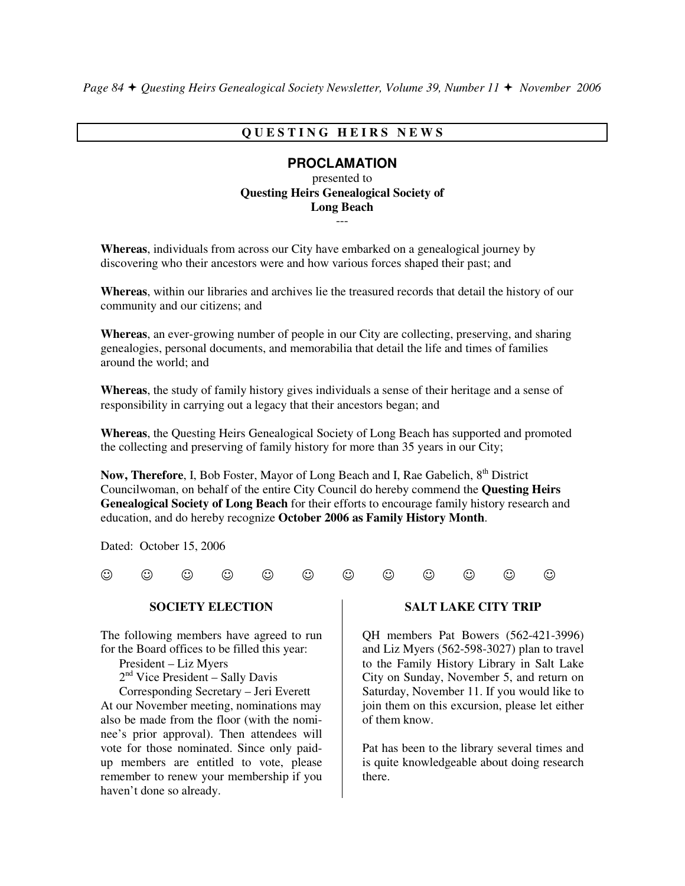## QUESTING HEIRS NEWS

### PROCLAMATION

presented to

**Questing Heirs Genealogical Society of Long Beach**

---

**Whereas**, individuals from across our City have embarked on a genealogical journey by discovering who their ancestors were and how various forces shaped their past; and

**Whereas**, within our libraries and archives lie the treasured records that detail the history of our community and our citizens; and

**Whereas**, an ever-growing number of people in our City are collecting, preserving, and sharing genealogies, personal documents, and memorabilia that detail the life and times of families around the world; and

**Whereas**, the study of family history gives individuals a sense of their heritage and a sense of responsibility in carrying out a legacy that their ancestors began; and

**Whereas**, the Questing Heirs Genealogical Society of Long Beach has supported and promoted the collecting and preserving of family history for more than 35 years in our City;

**Now, Therefore**, I, Bob Foster, Mayor of Long Beach and I, Rae Gabelich, 8th District Councilwoman, on behalf of the entire City Council do hereby commend the **Questing Heirs Genealogical Society of Long Beach** for their efforts to encourage family history research and education, and do hereby recognize **October 2006 as Family History Month**.

Dated: October 15, 2006

☺ ☺ ☺ ☺ ☺ ☺ ☺ ☺ ☺ ☺ ☺ ☺

### SOCIETY ELECTION

The following members have agreed to run for the Board offices to be filled this year:

President – Liz Myers
2nd Vice President – Sally Davis
Corresponding Secretary – Jeri Everett

At our November meeting, nominations may also be made from the floor (with the nominee's prior approval). Then attendees will vote for those nominated. Since only paid-up members are entitled to vote, please remember to renew your membership if you haven't done so already.

### SALT LAKE CITY TRIP

QH members Pat Bowers (562-421-3996) and Liz Myers (562-598-3027) plan to travel to the Family History Library in Salt Lake City on Sunday, November 5, and return on Saturday, November 11. If you would like to join them on this excursion, please let either of them know.

Pat has been to the library several times and is quite knowledgeable about doing research there.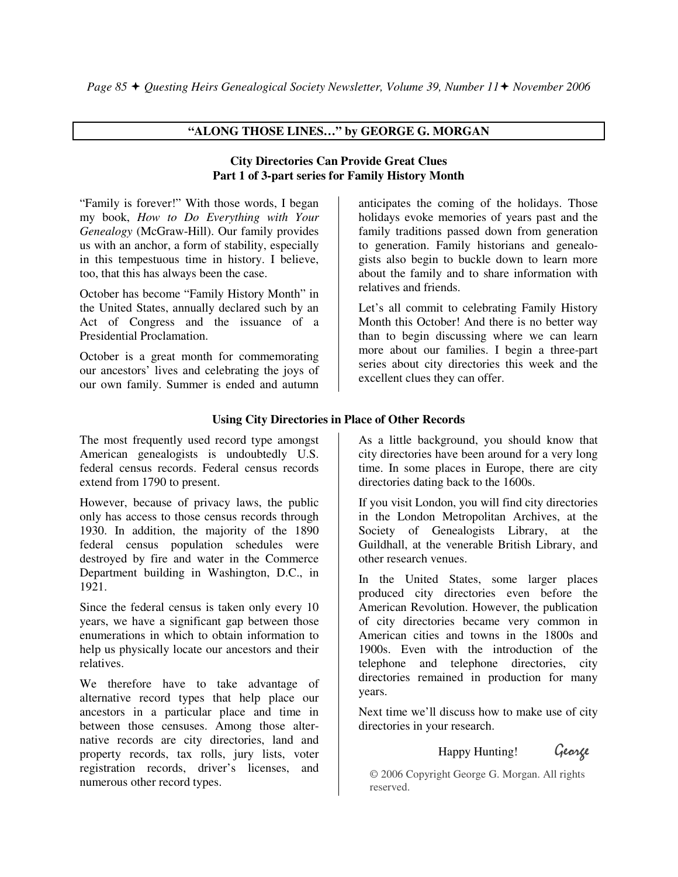## "ALONG THOSE LINES…" by GEORGE G. MORGAN

### City Directories Can Provide Great Clues
### Part 1 of 3-part series for Family History Month

"Family is forever!" With those words, I began my book, *How to Do Everything with Your Genealogy* (McGraw-Hill). Our family provides us with an anchor, a form of stability, especially in this tempestuous time in history. I believe, too, that this has always been the case.

October has become "Family History Month" in the United States, annually declared such by an Act of Congress and the issuance of a Presidential Proclamation.

October is a great month for commemorating our ancestors' lives and celebrating the joys of our own family. Summer is ended and autumn anticipates the coming of the holidays. Those holidays evoke memories of years past and the family traditions passed down from generation to generation. Family historians and genealogists also begin to buckle down to learn more about the family and to share information with relatives and friends.

Let's all commit to celebrating Family History Month this October! And there is no better way than to begin discussing where we can learn more about our families. I begin a three-part series about city directories this week and the excellent clues they can offer.

### Using City Directories in Place of Other Records

The most frequently used record type amongst American genealogists is undoubtedly U.S. federal census records. Federal census records extend from 1790 to present.

However, because of privacy laws, the public only has access to those census records through 1930. In addition, the majority of the 1890 federal census population schedules were destroyed by fire and water in the Commerce Department building in Washington, D.C., in 1921.

Since the federal census is taken only every 10 years, we have a significant gap between those enumerations in which to obtain information to help us physically locate our ancestors and their relatives.

We therefore have to take advantage of alternative record types that help place our ancestors in a particular place and time in between those censuses. Among those alternative records are city directories, land and property records, tax rolls, jury lists, voter registration records, driver's licenses, and numerous other record types.

As a little background, you should know that city directories have been around for a very long time. In some places in Europe, there are city directories dating back to the 1600s.

If you visit London, you will find city directories in the London Metropolitan Archives, at the Society of Genealogists Library, at the Guildhall, at the venerable British Library, and other research venues.

In the United States, some larger places produced city directories even before the American Revolution. However, the publication of city directories became very common in American cities and towns in the 1800s and 1900s. Even with the introduction of the telephone and telephone directories, city directories remained in production for many years.

Next time we'll discuss how to make use of city directories in your research.

Happy Hunting! *George*

© 2006 Copyright George G. Morgan. All rights reserved.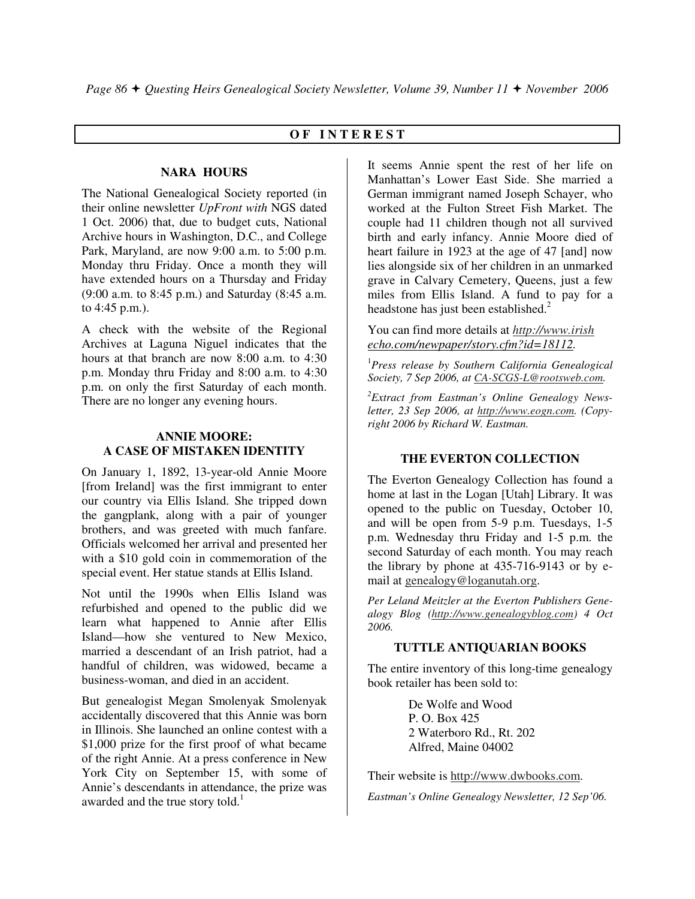## OF INTEREST

### NARA HOURS

The National Genealogical Society reported (in their online newsletter *UpFront with* NGS dated 1 Oct. 2006) that, due to budget cuts, National Archive hours in Washington, D.C., and College Park, Maryland, are now 9:00 a.m. to 5:00 p.m. Monday thru Friday. Once a month they will have extended hours on a Thursday and Friday (9:00 a.m. to 8:45 p.m.) and Saturday (8:45 a.m. to 4:45 p.m.).

A check with the website of the Regional Archives at Laguna Niguel indicates that the hours at that branch are now 8:00 a.m. to 4:30 p.m. Monday thru Friday and 8:00 a.m. to 4:30 p.m. on only the first Saturday of each month. There are no longer any evening hours.

### ANNIE MOORE: A CASE OF MISTAKEN IDENTITY

On January 1, 1892, 13-year-old Annie Moore [from Ireland] was the first immigrant to enter our country via Ellis Island. She tripped down the gangplank, along with a pair of younger brothers, and was greeted with much fanfare. Officials welcomed her arrival and presented her with a $10 gold coin in commemoration of the special event. Her statue stands at Ellis Island.

Not until the 1990s when Ellis Island was refurbished and opened to the public did we learn what happened to Annie after Ellis Island—how she ventured to New Mexico, married a descendant of an Irish patriot, had a handful of children, was widowed, became a business-woman, and died in an accident.

But genealogist Megan Smolenyak Smolenyak accidentally discovered that this Annie was born in Illinois. She launched an online contest with a $1,000 prize for the first proof of what became of the right Annie. At a press conference in New York City on September 15, with some of Annie's descendants in attendance, the prize was awarded and the true story told.[1]

It seems Annie spent the rest of her life on Manhattan's Lower East Side. She married a German immigrant named Joseph Schayer, who worked at the Fulton Street Fish Market. The couple had 11 children though not all survived birth and early infancy. Annie Moore died of heart failure in 1923 at the age of 47 [and] now lies alongside six of her children in an unmarked grave in Calvary Cemetery, Queens, just a few miles from Ellis Island. A fund to pay for a headstone has just been established.[2]

You can find more details at *http://www.irishecho.com/newpaper/story.cfm?id=18112*.

[1] *Press release by Southern California Genealogical Society, 7 Sep 2006, at CA-SCGS-L@rootsweb.com.*

[2] *Extract from Eastman's Online Genealogy Newsletter, 23 Sep 2006, at http://www.eogn.com. (Copyright 2006 by Richard W. Eastman.*

### THE EVERTON COLLECTION

The Everton Genealogy Collection has found a home at last in the Logan [Utah] Library. It was opened to the public on Tuesday, October 10, and will be open from 5-9 p.m. Tuesdays, 1-5 p.m. Wednesday thru Friday and 1-5 p.m. the second Saturday of each month. You may reach the library by phone at 435-716-9143 or by e-mail at genealogy@loganutah.org.

*Per Leland Meitzler at the Everton Publishers Genealogy Blog (http://www.genealogyblog.com) 4 Oct 2006.*

### TUTTLE ANTIQUARIAN BOOKS

The entire inventory of this long-time genealogy book retailer has been sold to:

De Wolfe and Wood  
P. O. Box 425  
2 Waterboro Rd., Rt. 202  
Alfred, Maine 04002

Their website is http://www.dwbooks.com.

*Eastman's Online Genealogy Newsletter, 12 Sep'06.*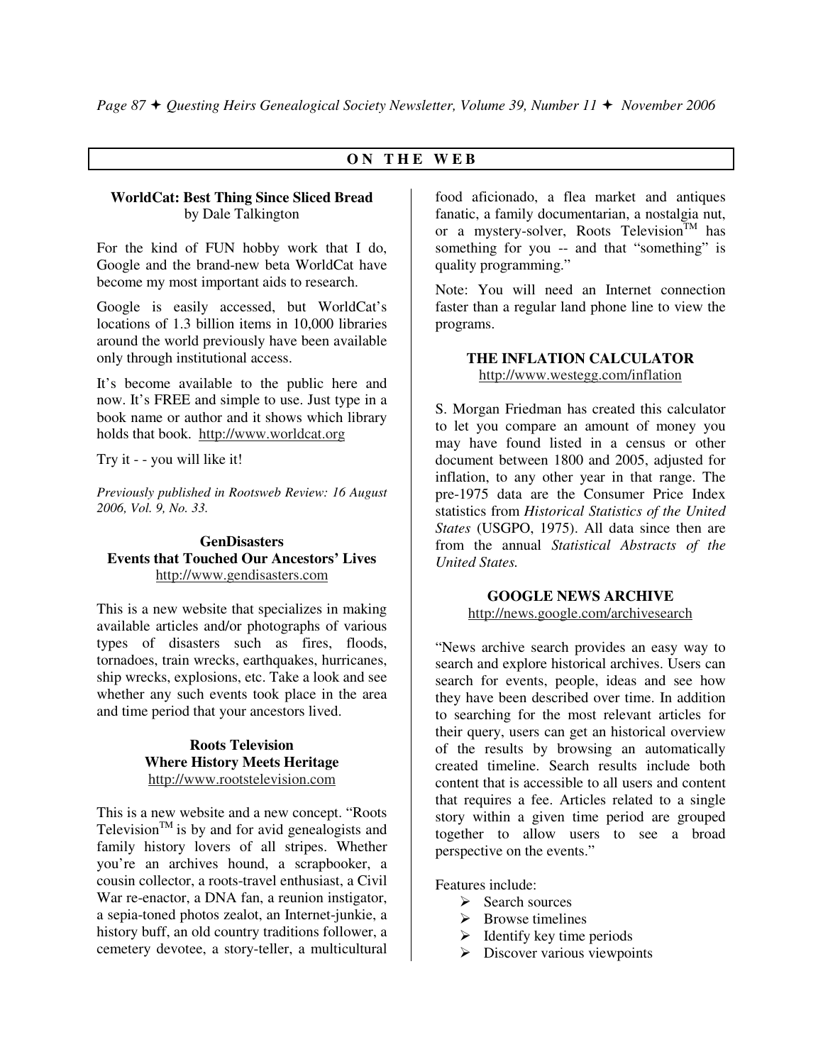## ON THE WEB

### WorldCat: Best Thing Since Sliced Bread

by Dale Talkington

For the kind of FUN hobby work that I do, Google and the brand-new beta WorldCat have become my most important aids to research.

Google is easily accessed, but WorldCat's locations of 1.3 billion items in 10,000 libraries around the world previously have been available only through institutional access.

It's become available to the public here and now. It's FREE and simple to use. Just type in a book name or author and it shows which library holds that book. http://www.worldcat.org

Try it - - you will like it!

*Previously published in Rootsweb Review: 16 August 2006, Vol. 9, No. 33.*

### GenDisasters
### Events that Touched Our Ancestors' Lives

http://www.gendisasters.com

This is a new website that specializes in making available articles and/or photographs of various types of disasters such as fires, floods, tornadoes, train wrecks, earthquakes, hurricanes, ship wrecks, explosions, etc. Take a look and see whether any such events took place in the area and time period that your ancestors lived.

### Roots Television
### Where History Meets Heritage

http://www.rootstelevision.com

This is a new website and a new concept. "Roots Television™ is by and for avid genealogists and family history lovers of all stripes. Whether you're an archives hound, a scrapbooker, a cousin collector, a roots-travel enthusiast, a Civil War re-enactor, a DNA fan, a reunion instigator, a sepia-toned photos zealot, an Internet-junkie, a history buff, an old country traditions follower, a cemetery devotee, a story-teller, a multicultural food aficionado, a flea market and antiques fanatic, a family documentarian, a nostalgia nut, or a mystery-solver, Roots Television™ has something for you -- and that "something" is quality programming."

Note: You will need an Internet connection faster than a regular land phone line to view the programs.

### THE INFLATION CALCULATOR

http://www.westegg.com/inflation

S. Morgan Friedman has created this calculator to let you compare an amount of money you may have found listed in a census or other document between 1800 and 2005, adjusted for inflation, to any other year in that range. The pre-1975 data are the Consumer Price Index statistics from *Historical Statistics of the United States* (USGPO, 1975). All data since then are from the annual *Statistical Abstracts of the United States.*

### GOOGLE NEWS ARCHIVE

http://news.google.com/archivesearch

"News archive search provides an easy way to search and explore historical archives. Users can search for events, people, ideas and see how they have been described over time. In addition to searching for the most relevant articles for their query, users can get an historical overview of the results by browsing an automatically created timeline. Search results include both content that is accessible to all users and content that requires a fee. Articles related to a single story within a given time period are grouped together to allow users to see a broad perspective on the events."

Features include:

- Search sources
- Browse timelines
- Identify key time periods
- Discover various viewpoints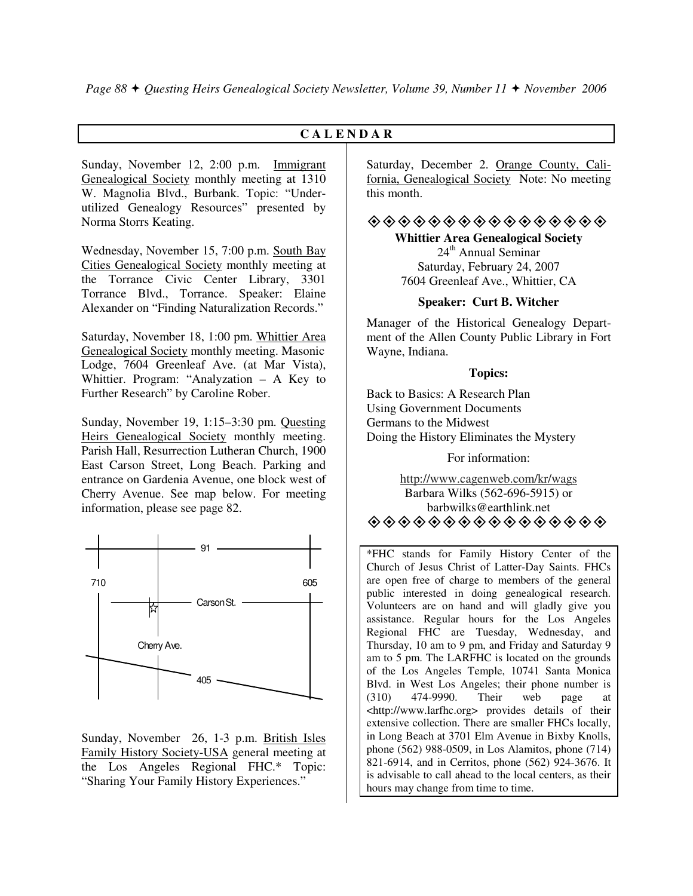## CALENDAR

Sunday, November 12, 2:00 p.m. Immigrant Genealogical Society monthly meeting at 1310 W. Magnolia Blvd., Burbank. Topic: "Underutilized Genealogy Resources" presented by Norma Storrs Keating.

Wednesday, November 15, 7:00 p.m. South Bay Cities Genealogical Society monthly meeting at the Torrance Civic Center Library, 3301 Torrance Blvd., Torrance. Speaker: Elaine Alexander on "Finding Naturalization Records."

Saturday, November 18, 1:00 pm. Whittier Area Genealogical Society monthly meeting. Masonic Lodge, 7604 Greenleaf Ave. (at Mar Vista), Whittier. Program: "Analyzation – A Key to Further Research" by Caroline Rober.

Sunday, November 19, 1:15–3:30 pm. Questing Heirs Genealogical Society monthly meeting. Parish Hall, Resurrection Lutheran Church, 1900 East Carson Street, Long Beach. Parking and entrance on Gardenia Avenue, one block west of Cherry Avenue. See map below. For meeting information, please see page 82.

91

710

605

Carson St.

Cherry Ave.

405

Sunday, November 26, 1-3 p.m. British Isles Family History Society-USA general meeting at the Los Angeles Regional FHC.* Topic: "Sharing Your Family History Experiences."

Saturday, December 2. Orange County, California, Genealogical Society Note: No meeting this month.

◈◈◈◈◈◈◈◈◈◈◈◈◈◈◈◈

**Whittier Area Genealogical Society**

24th Annual Seminar

Saturday, February 24, 2007

7604 Greenleaf Ave., Whittier, CA

**Speaker: Curt B. Witcher**

Manager of the Historical Genealogy Department of the Allen County Public Library in Fort Wayne, Indiana.

**Topics:**

Back to Basics: A Research Plan
Using Government Documents
Germans to the Midwest
Doing the History Eliminates the Mystery

For information:

http://www.cagenweb.com/kr/wags
Barbara Wilks (562-696-5915) or
barbwilks@earthlink.net

◈◈◈◈◈◈◈◈◈◈◈◈◈◈◈◈

*FHC stands for Family History Center of the Church of Jesus Christ of Latter-Day Saints. FHCs are open free of charge to members of the general public interested in doing genealogical research. Volunteers are on hand and will gladly give you assistance. Regular hours for the Los Angeles Regional FHC are Tuesday, Wednesday, and Thursday, 10 am to 9 pm, and Friday and Saturday 9 am to 5 pm. The LARFHC is located on the grounds of the Los Angeles Temple, 10741 Santa Monica Blvd. in West Los Angeles; their phone number is (310) 474-9990. Their web page at <http://www.larfhc.org> provides details of their extensive collection. There are smaller FHCs locally, in Long Beach at 3701 Elm Avenue in Bixby Knolls, phone (562) 988-0509, in Los Alamitos, phone (714) 821-6914, and in Cerritos, phone (562) 924-3676. It is advisable to call ahead to the local centers, as their hours may change from time to time.